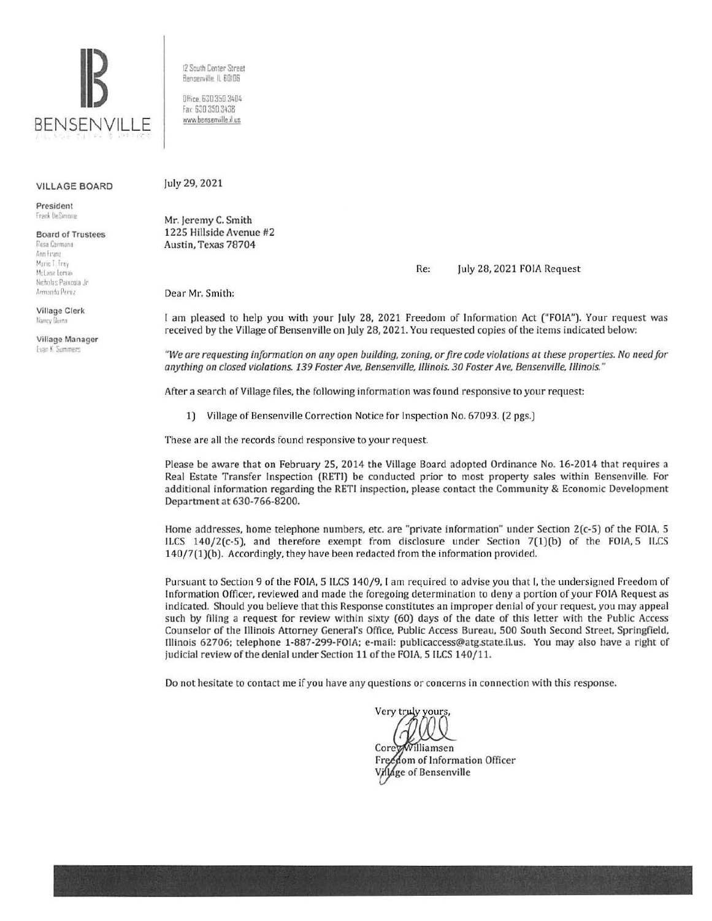**BENSENVILLE**

12 South Center Street
Bensenville, IL 60106

Office: 630.350.3404
Fax: 630.350.3438
www.bensenville.il.us

**VILLAGE BOARD**

**President**
Frank DeSimone

**Board of Trustees**
Rosa Carmona
Ann Franz
Marie T. Frey
McLane Lomax
Nicholas Panicola Jr.
Armando Perez

**Village Clerk**
Nancy Quinn

**Village Manager**
Evan K. Summers

July 29, 2021

Mr. Jeremy C. Smith
1225 Hillside Avenue #2
Austin, Texas 78704

Re: July 28, 2021 FOIA Request

Dear Mr. Smith:

I am pleased to help you with your July 28, 2021 Freedom of Information Act ("FOIA"). Your request was received by the Village of Bensenville on July 28, 2021. You requested copies of the items indicated below:

*"We are requesting information on any open building, zoning, or fire code violations at these properties. No need for anything on closed violations. 139 Foster Ave, Bensenville, Illinois. 30 Foster Ave, Bensenville, Illinois."*

After a search of Village files, the following information was found responsive to your request:

1) Village of Bensenville Correction Notice for Inspection No. 67093. (2 pgs.)

These are all the records found responsive to your request.

Please be aware that on February 25, 2014 the Village Board adopted Ordinance No. 16-2014 that requires a Real Estate Transfer Inspection (RETI) be conducted prior to most property sales within Bensenville. For additional information regarding the RETI inspection, please contact the Community & Economic Development Department at 630-766-8200.

Home addresses, home telephone numbers, etc. are "private information" under Section 2(c-5) of the FOIA, 5 ILCS 140/2(c-5), and therefore exempt from disclosure under Section 7(1)(b) of the FOIA, 5 ILCS 140/7(1)(b). Accordingly, they have been redacted from the information provided.

Pursuant to Section 9 of the FOIA, 5 ILCS 140/9, I am required to advise you that I, the undersigned Freedom of Information Officer, reviewed and made the foregoing determination to deny a portion of your FOIA Request as indicated. Should you believe that this Response constitutes an improper denial of your request, you may appeal such by filing a request for review within sixty (60) days of the date of this letter with the Public Access Counselor of the Illinois Attorney General's Office, Public Access Bureau, 500 South Second Street, Springfield, Illinois 62706; telephone 1-887-299-FOIA; e-mail: publicaccess@atg.state.il.us. You may also have a right of judicial review of the denial under Section 11 of the FOIA, 5 ILCS 140/11.

Do not hesitate to contact me if you have any questions or concerns in connection with this response.

Very truly yours,

Corey Williamsen
Freedom of Information Officer
Village of Bensenville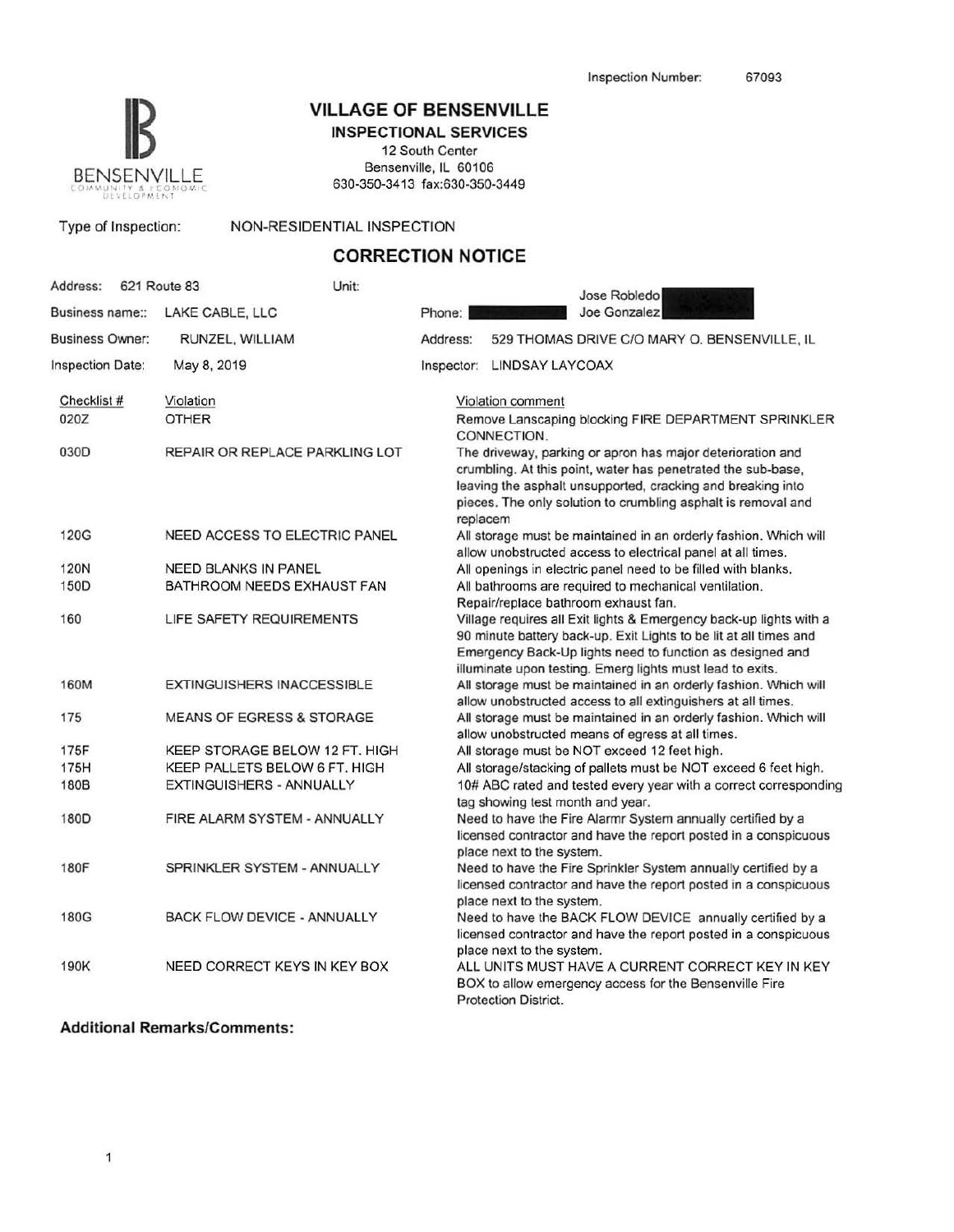Inspection Number: 67093

BENSENVILLE
COMMUNITY & ECONOMIC DEVELOPMENT

# VILLAGE OF BENSENVILLE

## INSPECTIONAL SERVICES

12 South Center
Bensenville, IL 60106
630-350-3413 fax:630-350-3449

Type of Inspection: NON-RESIDENTIAL INSPECTION

## CORRECTION NOTICE

| | | | |
|---|---|---|---|
| Address: | 621 Route 83 Unit: | | Jose Robledo<br>Joe Gonzalez |
| Business name:: | LAKE CABLE, LLC | Phone: | |
| Business Owner: | RUNZEL, WILLIAM | Address: | 529 THOMAS DRIVE C/O MARY O. BENSENVILLE, IL |
| Inspection Date: | May 8, 2019 | Inspector: | LINDSAY LAYCOAX |

| Checklist # | Violation | Violation comment |
|---|---|---|
| 020Z | OTHER | Remove Lanscaping blocking FIRE DEPARTMENT SPRINKLER CONNECTION. |
| 030D | REPAIR OR REPLACE PARKLING LOT | The driveway, parking or apron has major deterioration and crumbling. At this point, water has penetrated the sub-base, leaving the asphalt unsupported, cracking and breaking into pieces. The only solution to crumbling asphalt is removal and replacem |
| 120G | NEED ACCESS TO ELECTRIC PANEL | All storage must be maintained in an orderly fashion. Which will allow unobstructed access to electrical panel at all times. |
| 120N | NEED BLANKS IN PANEL | All openings in electric panel need to be filled with blanks. |
| 150D | BATHROOM NEEDS EXHAUST FAN | All bathrooms are required to mechanical ventilation. Repair/replace bathroom exhaust fan. |
| 160 | LIFE SAFETY REQUIREMENTS | Village requires all Exit lights & Emergency back-up lights with a 90 minute battery back-up. Exit Lights to be lit at all times and Emergency Back-Up lights need to function as designed and illuminate upon testing. Emerg lights must lead to exits. |
| 160M | EXTINGUISHERS INACCESSIBLE | All storage must be maintained in an orderly fashion. Which will allow unobstructed access to all extinguishers at all times. |
| 175 | MEANS OF EGRESS & STORAGE | All storage must be maintained in an orderly fashion. Which will allow unobstructed means of egress at all times. |
| 175F | KEEP STORAGE BELOW 12 FT. HIGH | All storage must be NOT exceed 12 feet high. |
| 175H | KEEP PALLETS BELOW 6 FT. HIGH | All storage/stacking of pallets must be NOT exceed 6 feet high. |
| 180B | EXTINGUISHERS - ANNUALLY | 10# ABC rated and tested every year with a correct corresponding tag showing test month and year. |
| 180D | FIRE ALARM SYSTEM - ANNUALLY | Need to have the Fire Alarmr System annually certified by a licensed contractor and have the report posted in a conspicuous place next to the system. |
| 180F | SPRINKLER SYSTEM - ANNUALLY | Need to have the Fire Sprinkler System annually certified by a licensed contractor and have the report posted in a conspicuous place next to the system. |
| 180G | BACK FLOW DEVICE - ANNUALLY | Need to have the BACK FLOW DEVICE annually certified by a licensed contractor and have the report posted in a conspicuous place next to the system. |
| 190K | NEED CORRECT KEYS IN KEY BOX | ALL UNITS MUST HAVE A CURRENT CORRECT KEY IN KEY BOX to allow emergency access for the Bensenville Fire Protection District. |

**Additional Remarks/Comments:**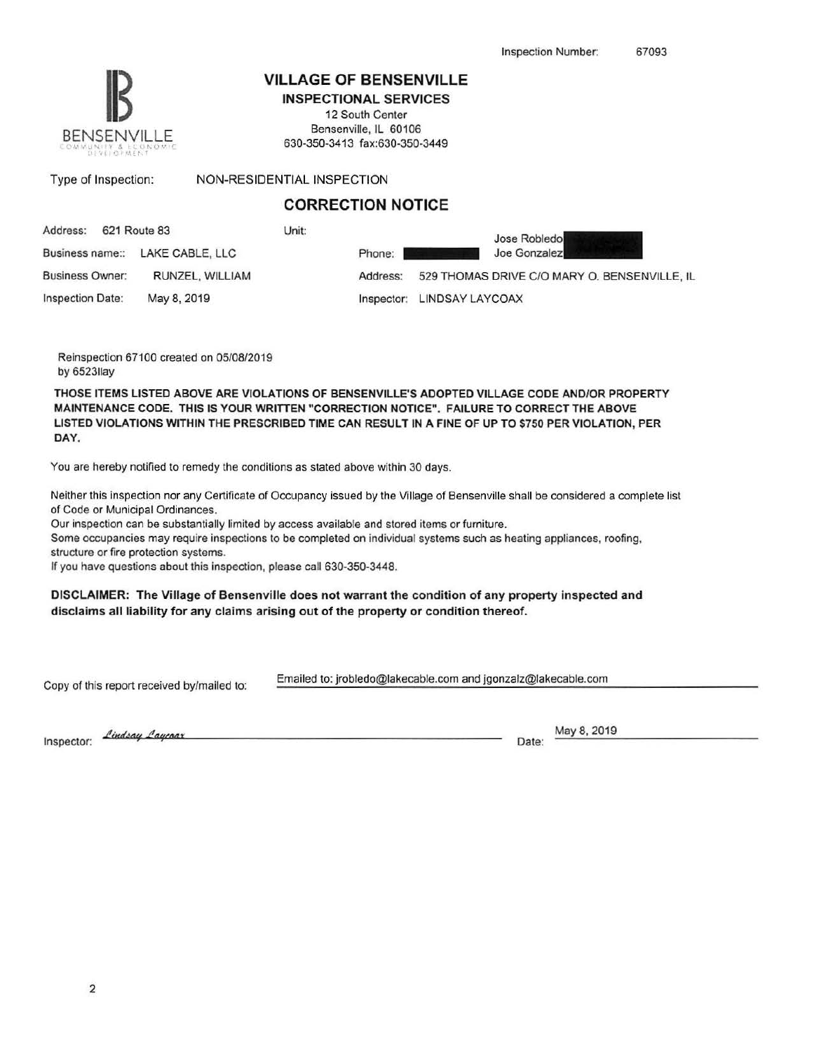Inspection Number: 67093

**BENSENVILLE**
COMMUNITY & ECONOMIC DEVELOPMENT

## VILLAGE OF BENSENVILLE

**INSPECTIONAL SERVICES**

12 South Center
Bensenville, IL 60106
630-350-3413 fax:630-350-3449

Type of Inspection: NON-RESIDENTIAL INSPECTION

## CORRECTION NOTICE

| | | | |
|---|---|---|---|
| Address: | 621 Route 83 | Unit: | Jose Robledo<br>Joe Gonzalez |
| Business name:: | LAKE CABLE, LLC | Phone: | |
| Business Owner: | RUNZEL, WILLIAM | Address: | 529 THOMAS DRIVE C/O MARY O. BENSENVILLE, IL |
| Inspection Date: | May 8, 2019 | Inspector: | LINDSAY LAYCOAX |

Reinspection 67100 created on 05/08/2019 by 6523llay

**THOSE ITEMS LISTED ABOVE ARE VIOLATIONS OF BENSENVILLE'S ADOPTED VILLAGE CODE AND/OR PROPERTY MAINTENANCE CODE. THIS IS YOUR WRITTEN "CORRECTION NOTICE". FAILURE TO CORRECT THE ABOVE LISTED VIOLATIONS WITHIN THE PRESCRIBED TIME CAN RESULT IN A FINE OF UP TO $750 PER VIOLATION, PER DAY.**

You are hereby notified to remedy the conditions as stated above within 30 days.

Neither this inspection nor any Certificate of Occupancy issued by the Village of Bensenville shall be considered a complete list of Code or Municipal Ordinances.
Our inspection can be substantially limited by access available and stored items or furniture.
Some occupancies may require inspections to be completed on individual systems such as heating appliances, roofing, structure or fire protection systems.
If you have questions about this inspection, please call 630-350-3448.

**DISCLAIMER: The Village of Bensenville does not warrant the condition of any property inspected and disclaims all liability for any claims arising out of the property or condition thereof.**

Copy of this report received by/mailed to: Emailed to: jrobledo@lakecable.com and jgonzalz@lakecable.com

Inspector: *Lindsay Laycoax* Date: May 8, 2019